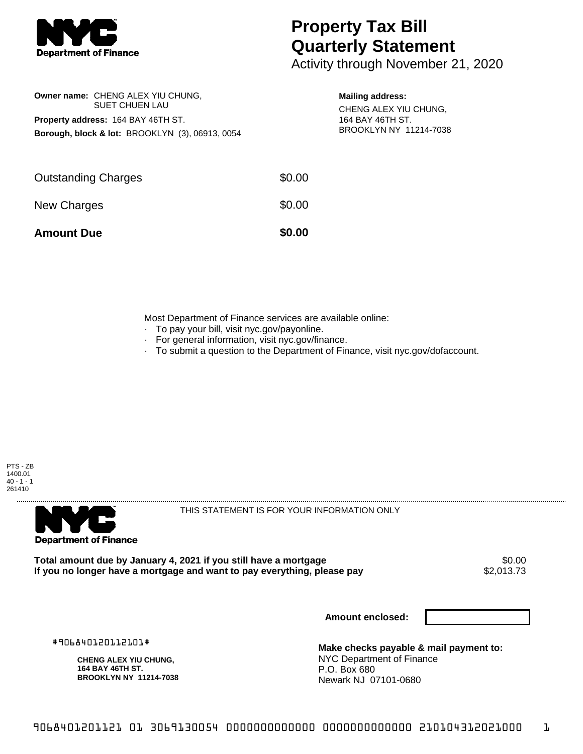# Property Tax Bill Quarterly Statement

Activity through November 21, 2020

**Owner name:** CHENG ALEX YIU CHUNG, SUET CHUEN LAU

**Property address:** 164 BAY 46TH ST.

**Borough, block & lot:** BROOKLYN (3), 06913, 0054

**Mailing address:**
CHENG ALEX YIU CHUNG,
164 BAY 46TH ST.
BROOKLYN NY 11214-7038

| | |
|---|---|
| Outstanding Charges | $0.00 |
| New Charges | $0.00 |
| **Amount Due** | **$0.00** |

Most Department of Finance services are available online:
- To pay your bill, visit nyc.gov/payonline.
- For general information, visit nyc.gov/finance.
- To submit a question to the Department of Finance, visit nyc.gov/dofaccount.

PTS - ZB
1400.01
40 - 1 - 1
261410

THIS STATEMENT IS FOR YOUR INFORMATION ONLY

| | |
|---|---|
| **Total amount due by January 4, 2021 if you still have a mortgage** | $0.00 |
| **If you no longer have a mortgage and want to pay everything, please pay** | $2,013.73 |

**Amount enclosed:**

#906840120112101#

**CHENG ALEX YIU CHUNG,**
**164 BAY 46TH ST.**
**BROOKLYN NY 11214-7038**

**Make checks payable & mail payment to:**
NYC Department of Finance
P.O. Box 680
Newark NJ 07101-0680

9068401201121 01 3069130054 0000000000000 0000000000000 210104312021000 1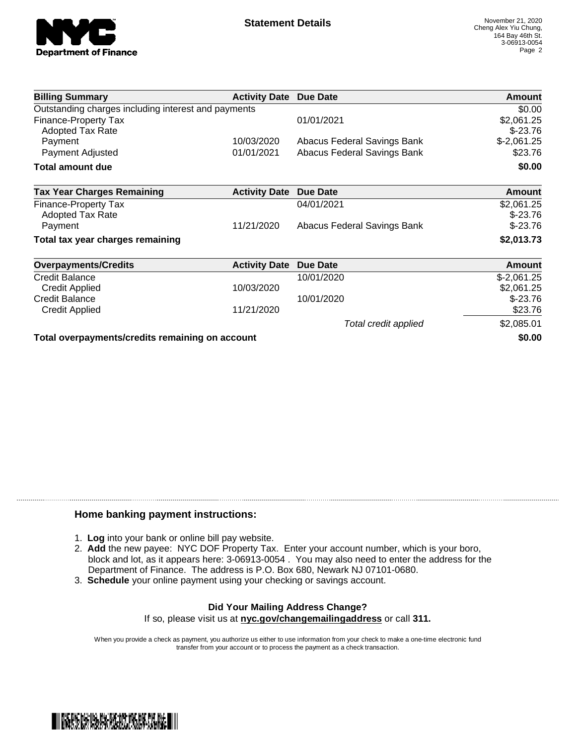# Statement Details

November 21, 2020
Cheng Alex Yiu Chung,
164 Bay 46th St.
3-06913-0054
Page 2

| Billing Summary | Activity Date | Due Date | Amount |
|---|---|---|---|
| Outstanding charges including interest and payments | | | $0.00 |
| Finance-Property Tax | | 01/01/2021 | $2,061.25 |
| Adopted Tax Rate | | | $-23.76 |
| Payment | 10/03/2020 | Abacus Federal Savings Bank | $-2,061.25 |
| Payment Adjusted | 01/01/2021 | Abacus Federal Savings Bank | $23.76 |
| **Total amount due** | | | **$0.00** |

| Tax Year Charges Remaining | Activity Date | Due Date | Amount |
|---|---|---|---|
| Finance-Property Tax | | 04/01/2021 | $2,061.25 |
| Adopted Tax Rate | | | $-23.76 |
| Payment | 11/21/2020 | Abacus Federal Savings Bank | $-23.76 |
| **Total tax year charges remaining** | | | **$2,013.73** |

| Overpayments/Credits | Activity Date | Due Date | Amount |
|---|---|---|---|
| Credit Balance | | 10/01/2020 | $-2,061.25 |
| Credit Applied | 10/03/2020 | | $2,061.25 |
| Credit Balance | | 10/01/2020 | $-23.76 |
| Credit Applied | 11/21/2020 | | $23.76 |
| | | *Total credit applied* | $2,085.01 |
| **Total overpayments/credits remaining on account** | | | **$0.00** |

### Home banking payment instructions:

1. **Log** into your bank or online bill pay website.
2. **Add** the new payee: NYC DOF Property Tax. Enter your account number, which is your boro, block and lot, as it appears here: 3-06913-0054 . You may also need to enter the address for the Department of Finance. The address is P.O. Box 680, Newark NJ 07101-0680.
3. **Schedule** your online payment using your checking or savings account.

**Did Your Mailing Address Change?**
If so, please visit us at **nyc.gov/changemailingaddress** or call **311.**

When you provide a check as payment, you authorize us either to use information from your check to make a one-time electronic fund transfer from your account or to process the payment as a check transaction.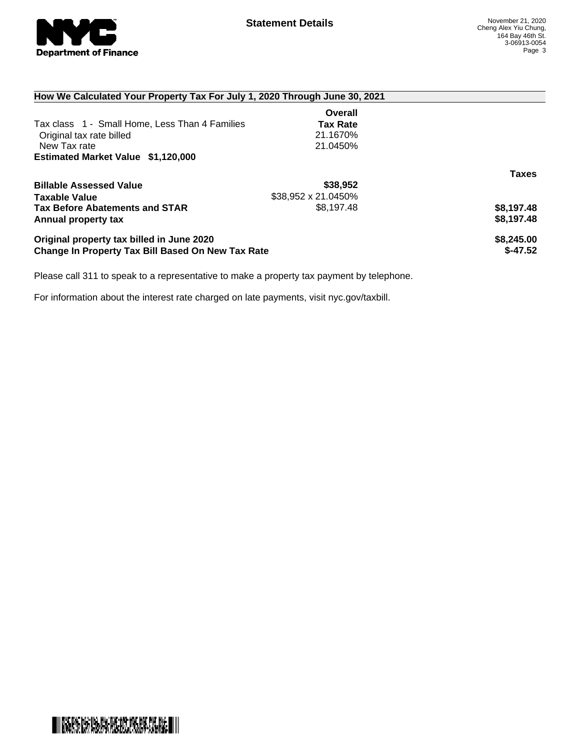## Statement Details

November 21, 2020
Cheng Alex Yiu Chung,
164 Bay 46th St.
3-06913-0054

### How We Calculated Your Property Tax For July 1, 2020 Through June 30, 2021

| | Overall Tax Rate | |
|---|---|---|
| Tax class 1 - Small Home, Less Than 4 Families | | |
| Original tax rate billed | 21.1670% | |
| New Tax rate | 21.0450% | |
| **Estimated Market Value $1,120,000** | | |
| | | **Taxes** |
| **Billable Assessed Value** | **$38,952** | |
| **Taxable Value** | $38,952 x 21.0450% | |
| **Tax Before Abatements and STAR** | $8,197.48 | **$8,197.48** |
| **Annual property tax** | | **$8,197.48** |
| **Original property tax billed in June 2020** | | **$8,245.00** |
| **Change In Property Tax Bill Based On New Tax Rate** | | **$-47.52** |

Please call 311 to speak to a representative to make a property tax payment by telephone.

For information about the interest rate charged on late payments, visit nyc.gov/taxbill.